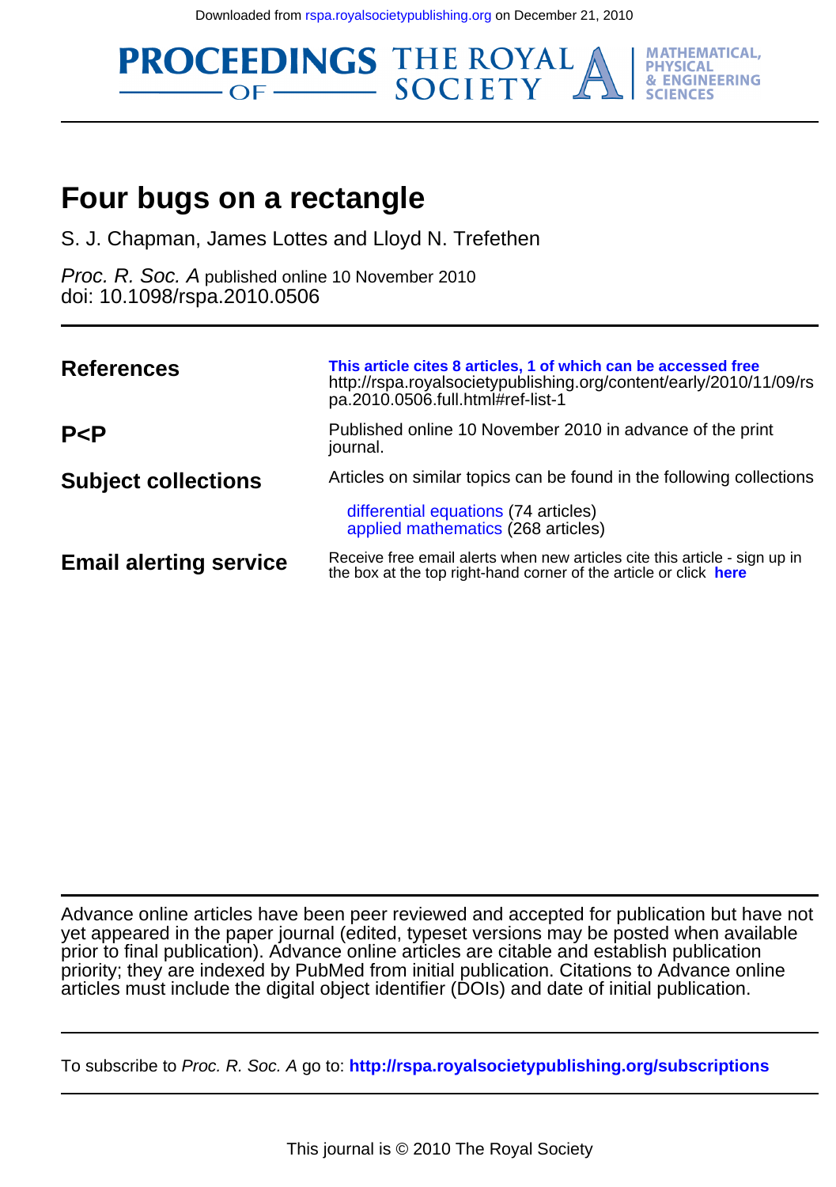Downloaded from rspa.royalsocietypublishing.org on December 21, 2010

PROCEEDINGS OF THE ROYAL SOCIETY A | MATHEMATICAL, PHYSICAL & ENGINEERING SCIENCES

# Four bugs on a rectangle

S. J. Chapman, James Lottes and Lloyd N. Trefethen

*Proc. R. Soc. A* published online 10 November 2010
doi: 10.1098/rspa.2010.0506

| | |
|---|---|
| **References** | **This article cites 8 articles, 1 of which can be accessed free** http://rspa.royalsocietypublishing.org/content/early/2010/11/09/rspa.2010.0506.full.html#ref-list-1 |
| **P<P** | Published online 10 November 2010 in advance of the print journal. |
| **Subject collections** | Articles on similar topics can be found in the following collections<br>differential equations (74 articles)<br>applied mathematics (268 articles) |
| **Email alerting service** | Receive free email alerts when new articles cite this article - sign up in the box at the top right-hand corner of the article or click **here** |

Advance online articles have been peer reviewed and accepted for publication but have not yet appeared in the paper journal (edited, typeset versions may be posted when available prior to final publication). Advance online articles are citable and establish publication priority; they are indexed by PubMed from initial publication. Citations to Advance online articles must include the digital object identifier (DOIs) and date of initial publication.

To subscribe to *Proc. R. Soc. A* go to: **http://rspa.royalsocietypublishing.org/subscriptions**

This journal is © 2010 The Royal Society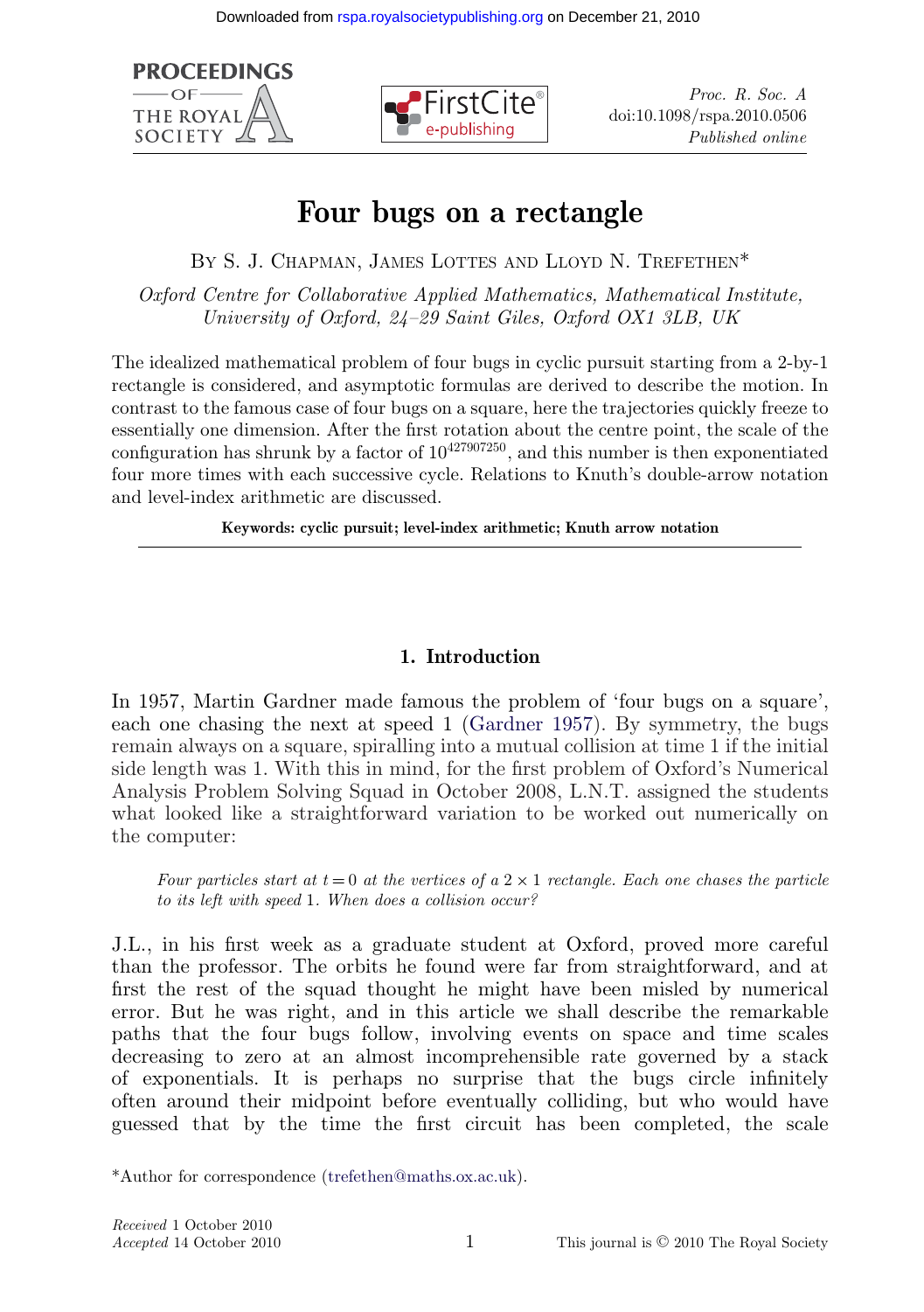# Four bugs on a rectangle

By S. J. Chapman, James Lottes and Lloyd N. Trefethen*

*Oxford Centre for Collaborative Applied Mathematics, Mathematical Institute, University of Oxford, 24–29 Saint Giles, Oxford OX1 3LB, UK*

The idealized mathematical problem of four bugs in cyclic pursuit starting from a 2-by-1 rectangle is considered, and asymptotic formulas are derived to describe the motion. In contrast to the famous case of four bugs on a square, here the trajectories quickly freeze to essentially one dimension. After the first rotation about the centre point, the scale of the configuration has shrunk by a factor of $10^{427907250}$, and this number is then exponentiated four more times with each successive cycle. Relations to Knuth's double-arrow notation and level-index arithmetic are discussed.

**Keywords: cyclic pursuit; level-index arithmetic; Knuth arrow notation**

## 1. Introduction

In 1957, Martin Gardner made famous the problem of 'four bugs on a square', each one chasing the next at speed 1 (Gardner 1957). By symmetry, the bugs remain always on a square, spiralling into a mutual collision at time 1 if the initial side length was 1. With this in mind, for the first problem of Oxford's Numerical Analysis Problem Solving Squad in October 2008, L.N.T. assigned the students what looked like a straightforward variation to be worked out numerically on the computer:

> *Four particles start at $t=0$ at the vertices of a $2\times 1$ rectangle. Each one chases the particle to its left with speed 1. When does a collision occur?*

J.L., in his first week as a graduate student at Oxford, proved more careful than the professor. The orbits he found were far from straightforward, and at first the rest of the squad thought he might have been misled by numerical error. But he was right, and in this article we shall describe the remarkable paths that the four bugs follow, involving events on space and time scales decreasing to zero at an almost incomprehensible rate governed by a stack of exponentials. It is perhaps no surprise that the bugs circle infinitely often around their midpoint before eventually colliding, but who would have guessed that by the time the first circuit has been completed, the scale

*Author for correspondence (trefethen@maths.ox.ac.uk).

*Received* 1 October 2010
*Accepted* 14 October 2010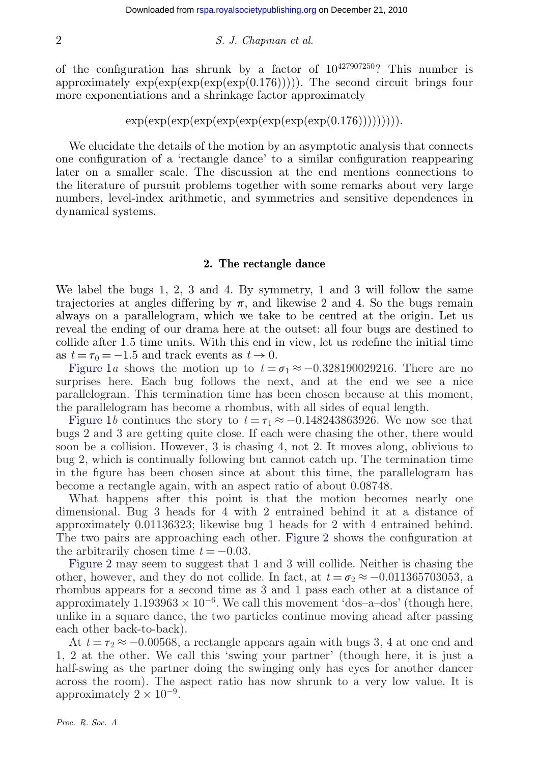of the configuration has shrunk by a factor of $10^{427907250}$? This number is approximately $\exp(\exp(\exp(\exp(\exp(0.176)))))$. The second circuit brings four more exponentiations and a shrinkage factor approximately

$$\exp(\exp(\exp(\exp(\exp(\exp(\exp(\exp(\exp(0.176))))))))).$$

We elucidate the details of the motion by an asymptotic analysis that connects one configuration of a 'rectangle dance' to a similar configuration reappearing later on a smaller scale. The discussion at the end mentions connections to the literature of pursuit problems together with some remarks about very large numbers, level-index arithmetic, and symmetries and sensitive dependences in dynamical systems.

## 2. The rectangle dance

We label the bugs 1, 2, 3 and 4. By symmetry, 1 and 3 will follow the same trajectories at angles differing by $\pi$, and likewise 2 and 4. So the bugs remain always on a parallelogram, which we take to be centred at the origin. Let us reveal the ending of our drama here at the outset: all four bugs are destined to collide after 1.5 time units. With this end in view, let us redefine the initial time as $t = \tau_0 = -1.5$ and track events as $t \to 0$.

Figure 1*a* shows the motion up to $t = \sigma_1 \approx -0.328190029216$. There are no surprises here. Each bug follows the next, and at the end we see a nice parallelogram. This termination time has been chosen because at this moment, the parallelogram has become a rhombus, with all sides of equal length.

Figure 1*b* continues the story to $t = \tau_1 \approx -0.148243863926$. We now see that bugs 2 and 3 are getting quite close. If each were chasing the other, there would soon be a collision. However, 3 is chasing 4, not 2. It moves along, oblivious to bug 2, which is continually following but cannot catch up. The termination time in the figure has been chosen since at about this time, the parallelogram has become a rectangle again, with an aspect ratio of about 0.08748.

What happens after this point is that the motion becomes nearly one dimensional. Bug 3 heads for 4 with 2 entrained behind it at a distance of approximately 0.01136323; likewise bug 1 heads for 2 with 4 entrained behind. The two pairs are approaching each other. Figure 2 shows the configuration at the arbitrarily chosen time $t = -0.03$.

Figure 2 may seem to suggest that 1 and 3 will collide. Neither is chasing the other, however, and they do not collide. In fact, at $t = \sigma_2 \approx -0.011365703053$, a rhombus appears for a second time as 3 and 1 pass each other at a distance of approximately $1.193963 \times 10^{-6}$. We call this movement 'dos–a–dos' (though here, unlike in a square dance, the two particles continue moving ahead after passing each other back-to-back).

At $t = \tau_2 \approx -0.00568$, a rectangle appears again with bugs 3, 4 at one end and 1, 2 at the other. We call this 'swing your partner' (though here, it is just a half-swing as the partner doing the swinging only has eyes for another dancer across the room). The aspect ratio has now shrunk to a very low value. It is approximately $2 \times 10^{-9}$.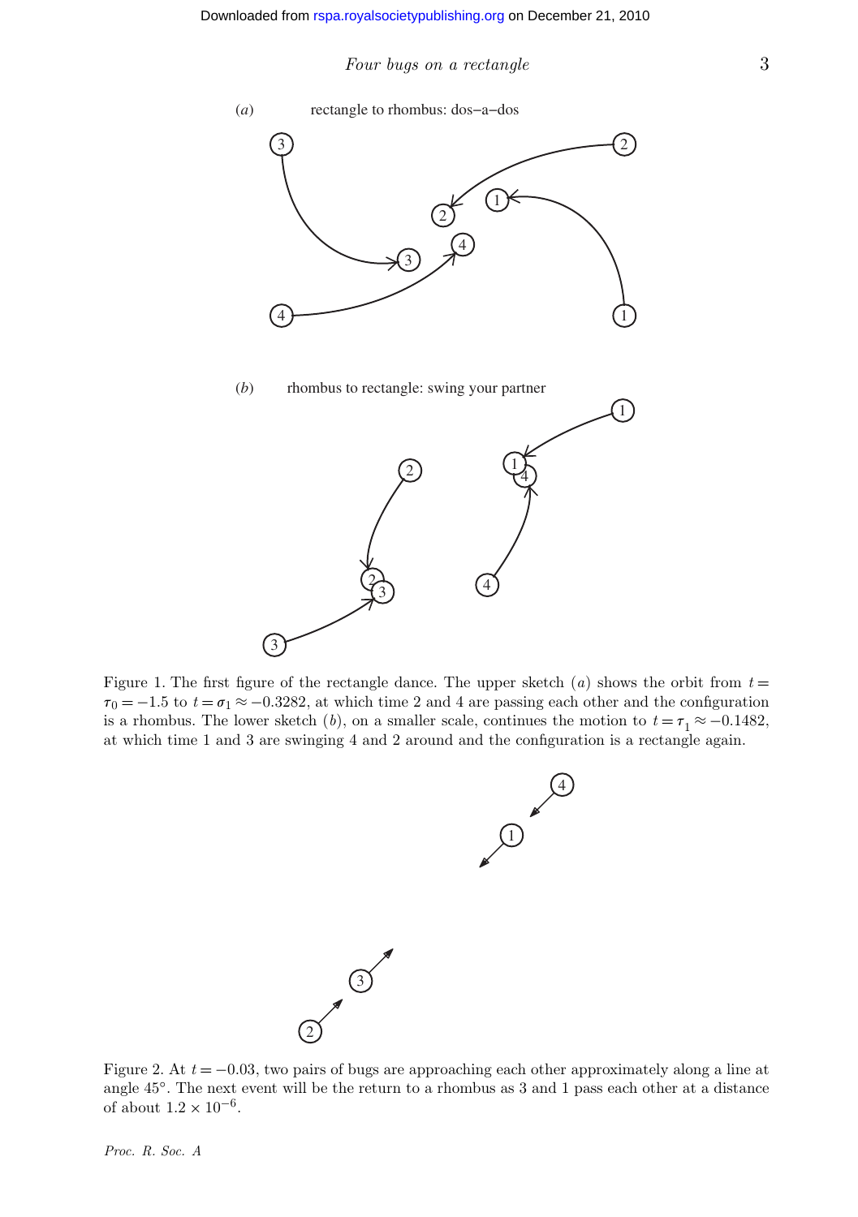Figure 1. The first figure of the rectangle dance. The upper sketch (*a*) shows the orbit from $t = \tau_0 = -1.5$ to $t = \sigma_1 \approx -0.3282$, at which time 2 and 4 are passing each other and the configuration is a rhombus. The lower sketch (*b*), on a smaller scale, continues the motion to $t = \tau_1 \approx -0.1482$, at which time 1 and 3 are swinging 4 and 2 around and the configuration is a rectangle again.

Figure 2. At $t = -0.03$, two pairs of bugs are approaching each other approximately along a line at angle 45°. The next event will be the return to a rhombus as 3 and 1 pass each other at a distance of about $1.2 \times 10^{-6}$.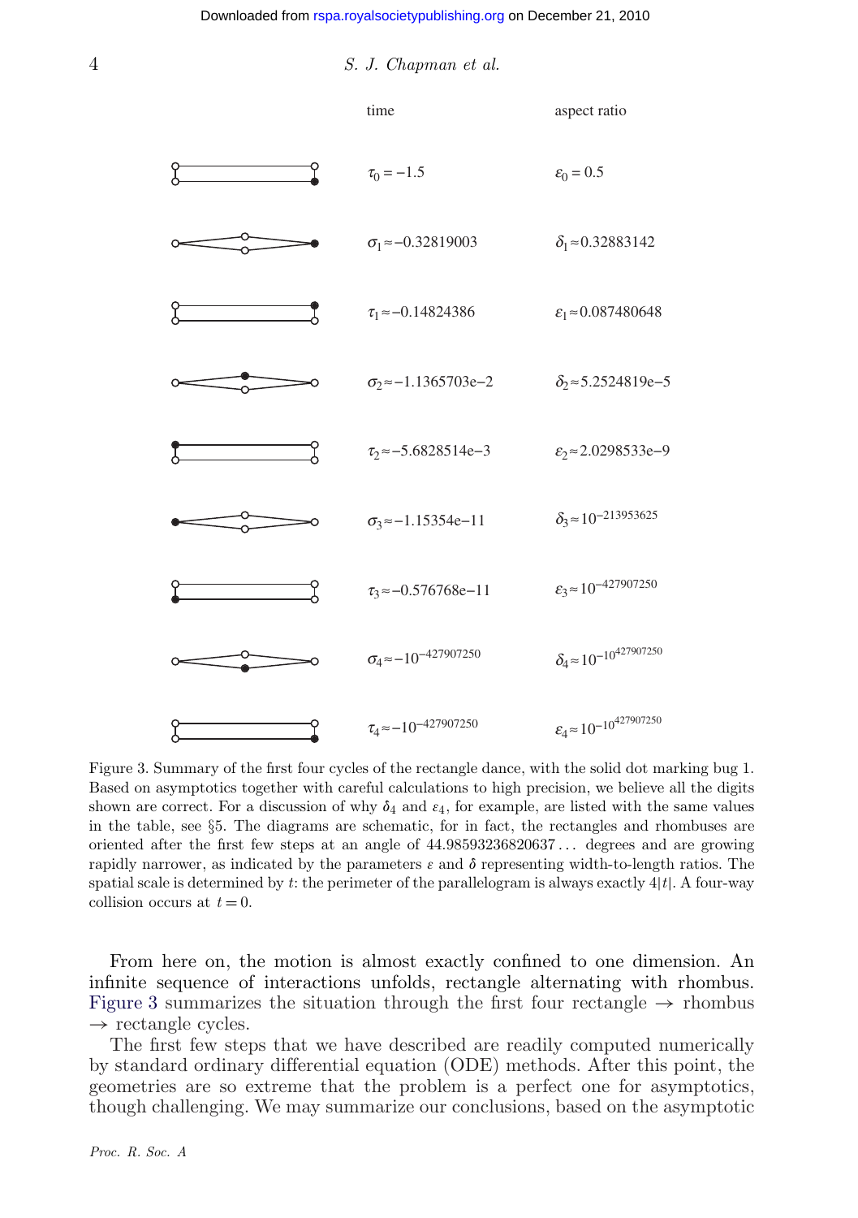| | time | aspect ratio |
|---|---|---|
| | $\tau_0 = -1.5$ | $\varepsilon_0 = 0.5$ |
| | $\sigma_1 \approx -0.32819003$ | $\delta_1 \approx 0.32883142$ |
| | $\tau_1 \approx -0.14824386$ | $\varepsilon_1 \approx 0.087480648$ |
| | $\sigma_2 \approx -1.1365703\text{e}{-2}$ | $\delta_2 \approx 5.2524819\text{e}{-5}$ |
| | $\tau_2 \approx -5.6828514\text{e}{-3}$ | $\varepsilon_2 \approx 2.0298533\text{e}{-9}$ |
| | $\sigma_3 \approx -1.15354\text{e}{-11}$ | $\delta_3 \approx 10^{-213953625}$ |
| | $\tau_3 \approx -0.576768\text{e}{-11}$ | $\varepsilon_3 \approx 10^{-427907250}$ |
| | $\sigma_4 \approx -10^{-427907250}$ | $\delta_4 \approx 10^{-10^{427907250}}$ |
| | $\tau_4 \approx -10^{-427907250}$ | $\varepsilon_4 \approx 10^{-10^{427907250}}$ |

Figure 3. Summary of the first four cycles of the rectangle dance, with the solid dot marking bug 1. Based on asymptotics together with careful calculations to high precision, we believe all the digits shown are correct. For a discussion of why $\delta_4$ and $\varepsilon_4$, for example, are listed with the same values in the table, see §5. The diagrams are schematic, for in fact, the rectangles and rhombuses are oriented after the first few steps at an angle of 44.98593236820637... degrees and are growing rapidly narrower, as indicated by the parameters $\varepsilon$ and $\delta$ representing width-to-length ratios. The spatial scale is determined by $t$: the perimeter of the parallelogram is always exactly $4|t|$. A four-way collision occurs at $t = 0$.

From here on, the motion is almost exactly confined to one dimension. An infinite sequence of interactions unfolds, rectangle alternating with rhombus. Figure 3 summarizes the situation through the first four rectangle $\to$ rhombus $\to$ rectangle cycles.

The first few steps that we have described are readily computed numerically by standard ordinary differential equation (ODE) methods. After this point, the geometries are so extreme that the problem is a perfect one for asymptotics, though challenging. We may summarize our conclusions, based on the asymptotic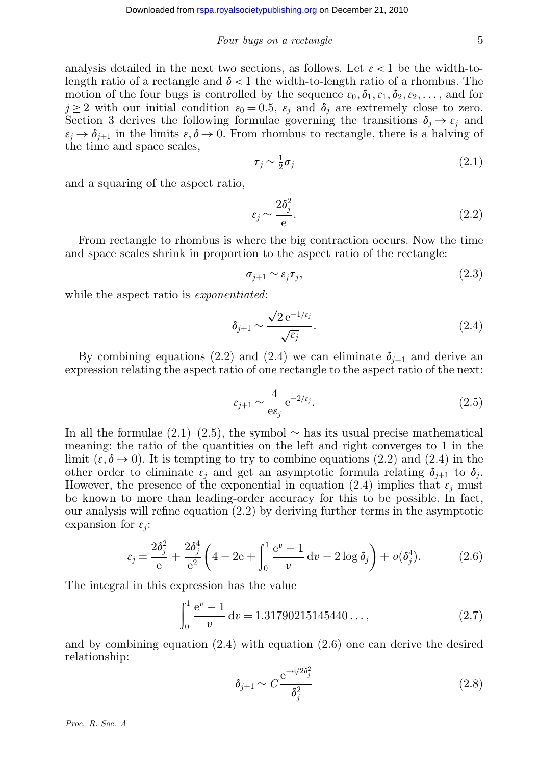analysis detailed in the next two sections, as follows. Let $\varepsilon < 1$ be the width-to-length ratio of a rectangle and $\delta < 1$ the width-to-length ratio of a rhombus. The motion of the four bugs is controlled by the sequence $\varepsilon_0, \delta_1, \varepsilon_1, \delta_2, \varepsilon_2, \ldots$, and for $j \geq 2$ with our initial condition $\varepsilon_0 = 0.5$, $\varepsilon_j$ and $\delta_j$ are extremely close to zero. Section 3 derives the following formulae governing the transitions $\delta_j \to \varepsilon_j$ and $\varepsilon_j \to \delta_{j+1}$ in the limits $\varepsilon, \delta \to 0$. From rhombus to rectangle, there is a halving of the time and space scales,

$$\tau_j \sim \tfrac{1}{2}\sigma_j \tag{2.1}$$

and a squaring of the aspect ratio,

$$\varepsilon_j \sim \frac{2\delta_j^2}{\mathrm{e}}. \tag{2.2}$$

From rectangle to rhombus is where the big contraction occurs. Now the time and space scales shrink in proportion to the aspect ratio of the rectangle:

$$\sigma_{j+1} \sim \varepsilon_j \tau_j, \tag{2.3}$$

while the aspect ratio is *exponentiated*:

$$\delta_{j+1} \sim \frac{\sqrt{2}\,\mathrm{e}^{-1/\varepsilon_j}}{\sqrt{\varepsilon_j}}. \tag{2.4}$$

By combining equations (2.2) and (2.4) we can eliminate $\delta_{j+1}$ and derive an expression relating the aspect ratio of one rectangle to the aspect ratio of the next:

$$\varepsilon_{j+1} \sim \frac{4}{\mathrm{e}\varepsilon_j}\,\mathrm{e}^{-2/\varepsilon_j}. \tag{2.5}$$

In all the formulae (2.1)–(2.5), the symbol $\sim$ has its usual precise mathematical meaning: the ratio of the quantities on the left and right converges to 1 in the limit $(\varepsilon, \delta \to 0)$. It is tempting to try to combine equations (2.2) and (2.4) in the other order to eliminate $\varepsilon_j$ and get an asymptotic formula relating $\delta_{j+1}$ to $\delta_j$. However, the presence of the exponential in equation (2.4) implies that $\varepsilon_j$ must be known to more than leading-order accuracy for this to be possible. In fact, our analysis will refine equation (2.2) by deriving further terms in the asymptotic expansion for $\varepsilon_j$:

$$\varepsilon_j = \frac{2\delta_j^2}{\mathrm{e}} + \frac{2\delta_j^4}{\mathrm{e}^2}\left(4 - 2\mathrm{e} + \int_0^1 \frac{\mathrm{e}^v - 1}{v}\,\mathrm{d}v - 2\log\delta_j\right) + o(\delta_j^4). \tag{2.6}$$

The integral in this expression has the value

$$\int_0^1 \frac{\mathrm{e}^v - 1}{v}\,\mathrm{d}v = 1.31790215145440\ldots, \tag{2.7}$$

and by combining equation (2.4) with equation (2.6) one can derive the desired relationship:

$$\delta_{j+1} \sim C\frac{\mathrm{e}^{-\mathrm{e}/2\delta_j^2}}{\delta_j^2} \tag{2.8}$$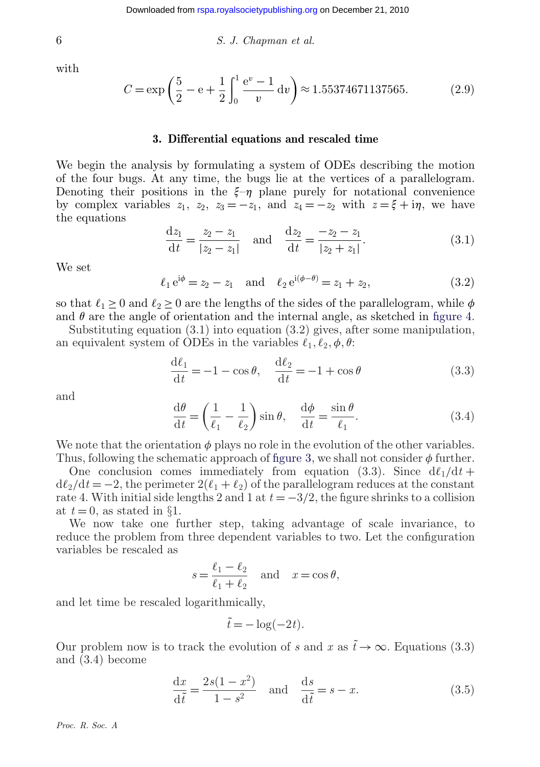with

$$C = \exp\left(\frac{5}{2} - \mathrm{e} + \frac{1}{2}\int_0^1 \frac{\mathrm{e}^v - 1}{v}\,\mathrm{d}v\right) \approx 1.55374671137565. \tag{2.9}$$

## 3. Differential equations and rescaled time

We begin the analysis by formulating a system of ODEs describing the motion of the four bugs. At any time, the bugs lie at the vertices of a parallelogram. Denoting their positions in the $\xi$–$\eta$ plane purely for notational convenience by complex variables $z_1$, $z_2$, $z_3 = -z_1$, and $z_4 = -z_2$ with $z = \xi + \mathrm{i}\eta$, we have the equations

$$\frac{\mathrm{d}z_1}{\mathrm{d}t} = \frac{z_2 - z_1}{|z_2 - z_1|} \quad \text{and} \quad \frac{\mathrm{d}z_2}{\mathrm{d}t} = \frac{-z_2 - z_1}{|z_2 + z_1|}. \tag{3.1}$$

We set

$$\ell_1\,\mathrm{e}^{\mathrm{i}\phi} = z_2 - z_1 \quad \text{and} \quad \ell_2\,\mathrm{e}^{\mathrm{i}(\phi - \theta)} = z_1 + z_2, \tag{3.2}$$

so that $\ell_1 \geq 0$ and $\ell_2 \geq 0$ are the lengths of the sides of the parallelogram, while $\phi$ and $\theta$ are the angle of orientation and the internal angle, as sketched in figure 4.

Substituting equation (3.1) into equation (3.2) gives, after some manipulation, an equivalent system of ODEs in the variables $\ell_1, \ell_2, \phi, \theta$:

$$\frac{\mathrm{d}\ell_1}{\mathrm{d}t} = -1 - \cos\theta, \quad \frac{\mathrm{d}\ell_2}{\mathrm{d}t} = -1 + \cos\theta \tag{3.3}$$

and

$$\frac{\mathrm{d}\theta}{\mathrm{d}t} = \left(\frac{1}{\ell_1} - \frac{1}{\ell_2}\right)\sin\theta, \quad \frac{\mathrm{d}\phi}{\mathrm{d}t} = \frac{\sin\theta}{\ell_1}. \tag{3.4}$$

We note that the orientation $\phi$ plays no role in the evolution of the other variables. Thus, following the schematic approach of figure 3, we shall not consider $\phi$ further.

One conclusion comes immediately from equation (3.3). Since $\mathrm{d}\ell_1/\mathrm{d}t + \mathrm{d}\ell_2/\mathrm{d}t = -2$, the perimeter $2(\ell_1 + \ell_2)$ of the parallelogram reduces at the constant rate 4. With initial side lengths 2 and 1 at $t = -3/2$, the figure shrinks to a collision at $t = 0$, as stated in §1.

We now take one further step, taking advantage of scale invariance, to reduce the problem from three dependent variables to two. Let the configuration variables be rescaled as

$$s = \frac{\ell_1 - \ell_2}{\ell_1 + \ell_2} \quad \text{and} \quad x = \cos\theta,$$

and let time be rescaled logarithmically,

$$\tilde{t} = -\log(-2t).$$

Our problem now is to track the evolution of $s$ and $x$ as $\tilde{t} \to \infty$. Equations (3.3) and (3.4) become

$$\frac{\mathrm{d}x}{\mathrm{d}\tilde{t}} = \frac{2s(1 - x^2)}{1 - s^2} \quad \text{and} \quad \frac{\mathrm{d}s}{\mathrm{d}\tilde{t}} = s - x. \tag{3.5}$$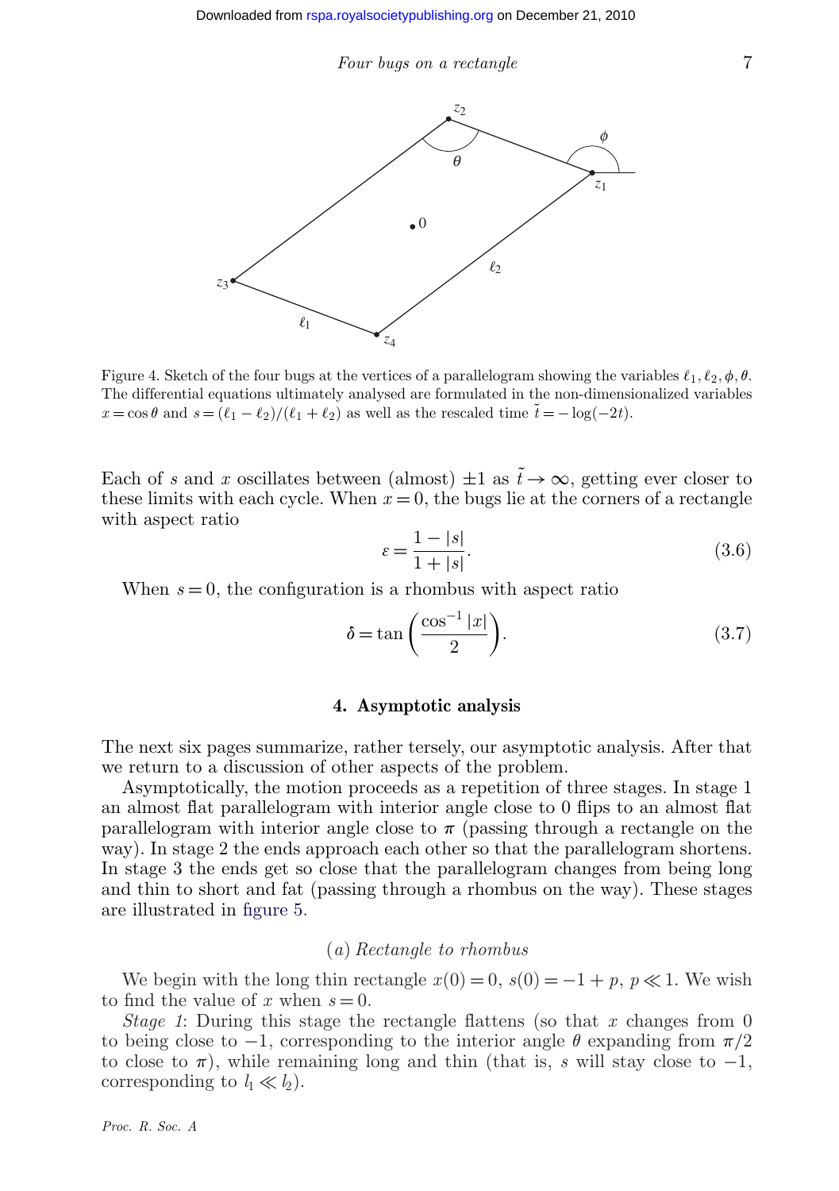Figure 4. Sketch of the four bugs at the vertices of a parallelogram showing the variables $\ell_1, \ell_2, \phi, \theta$. The differential equations ultimately analysed are formulated in the non-dimensionalized variables $x = \cos\theta$ and $s = (\ell_1 - \ell_2)/(\ell_1 + \ell_2)$ as well as the rescaled time $\tilde{t} = -\log(-2t)$.

Each of $s$ and $x$ oscillates between (almost) $\pm 1$ as $\tilde{t} \to \infty$, getting ever closer to these limits with each cycle. When $x = 0$, the bugs lie at the corners of a rectangle with aspect ratio

$$\varepsilon = \frac{1 - |s|}{1 + |s|}. \tag{3.6}$$

When $s = 0$, the configuration is a rhombus with aspect ratio

$$\delta = \tan\left(\frac{\cos^{-1}|x|}{2}\right). \tag{3.7}$$

## 4. Asymptotic analysis

The next six pages summarize, rather tersely, our asymptotic analysis. After that we return to a discussion of other aspects of the problem.

Asymptotically, the motion proceeds as a repetition of three stages. In stage 1 an almost flat parallelogram with interior angle close to 0 flips to an almost flat parallelogram with interior angle close to $\pi$ (passing through a rectangle on the way). In stage 2 the ends approach each other so that the parallelogram shortens. In stage 3 the ends get so close that the parallelogram changes from being long and thin to short and fat (passing through a rhombus on the way). These stages are illustrated in figure 5.

### (a) *Rectangle to rhombus*

We begin with the long thin rectangle $x(0) = 0$, $s(0) = -1 + p$, $p \ll 1$. We wish to find the value of $x$ when $s = 0$.

*Stage 1*: During this stage the rectangle flattens (so that $x$ changes from 0 to being close to $-1$, corresponding to the interior angle $\theta$ expanding from $\pi/2$ to close to $\pi$), while remaining long and thin (that is, $s$ will stay close to $-1$, corresponding to $l_1 \ll l_2$).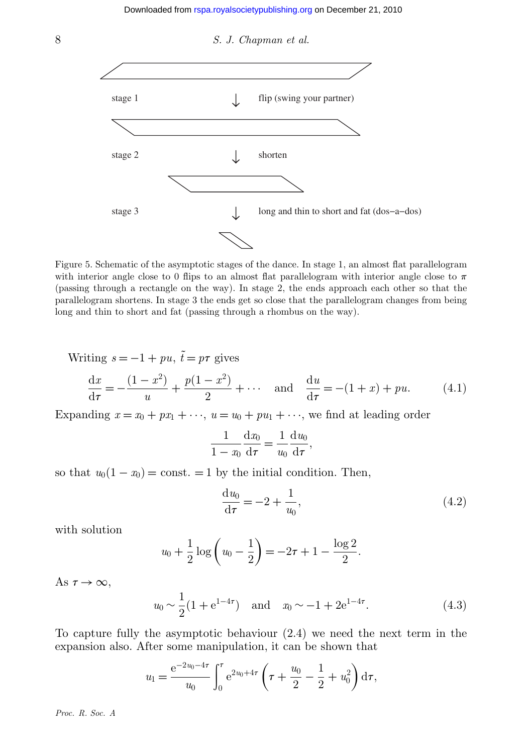stage 1 ↓ flip (swing your partner)

stage 2 ↓ shorten

stage 3 ↓ long and thin to short and fat (dos–a–dos)

Figure 5. Schematic of the asymptotic stages of the dance. In stage 1, an almost flat parallelogram with interior angle close to 0 flips to an almost flat parallelogram with interior angle close to $\pi$ (passing through a rectangle on the way). In stage 2, the ends approach each other so that the parallelogram shortens. In stage 3 the ends get so close that the parallelogram changes from being long and thin to short and fat (passing through a rhombus on the way).

Writing $s=-1+pu$, $\tilde{t}=p\tau$ gives

$$\frac{\mathrm{d}x}{\mathrm{d}\tau}=-\frac{(1-x^2)}{u}+\frac{p(1-x^2)}{2}+\cdots \quad \text{and} \quad \frac{\mathrm{d}u}{\mathrm{d}\tau}=-(1+x)+pu. \tag{4.1}$$

Expanding $x=x_0+px_1+\cdots$, $u=u_0+pu_1+\cdots$, we find at leading order

$$\frac{1}{1-x_0}\frac{\mathrm{d}x_0}{\mathrm{d}\tau}=\frac{1}{u_0}\frac{\mathrm{d}u_0}{\mathrm{d}\tau},$$

so that $u_0(1-x_0)=\text{const.}=1$ by the initial condition. Then,

$$\frac{\mathrm{d}u_0}{\mathrm{d}\tau}=-2+\frac{1}{u_0}, \tag{4.2}$$

with solution

$$u_0+\frac{1}{2}\log\left(u_0-\frac{1}{2}\right)=-2\tau+1-\frac{\log 2}{2}.$$

As $\tau\to\infty$,

$$u_0\sim\frac{1}{2}(1+\mathrm{e}^{1-4\tau}) \quad \text{and} \quad x_0\sim-1+2\mathrm{e}^{1-4\tau}. \tag{4.3}$$

To capture fully the asymptotic behaviour (2.4) we need the next term in the expansion also. After some manipulation, it can be shown that

$$u_1=\frac{\mathrm{e}^{-2u_0-4\tau}}{u_0}\int_0^{\tau}\mathrm{e}^{2u_0+4\tau}\left(\tau+\frac{u_0}{2}-\frac{1}{2}+u_0^2\right)\mathrm{d}\tau,$$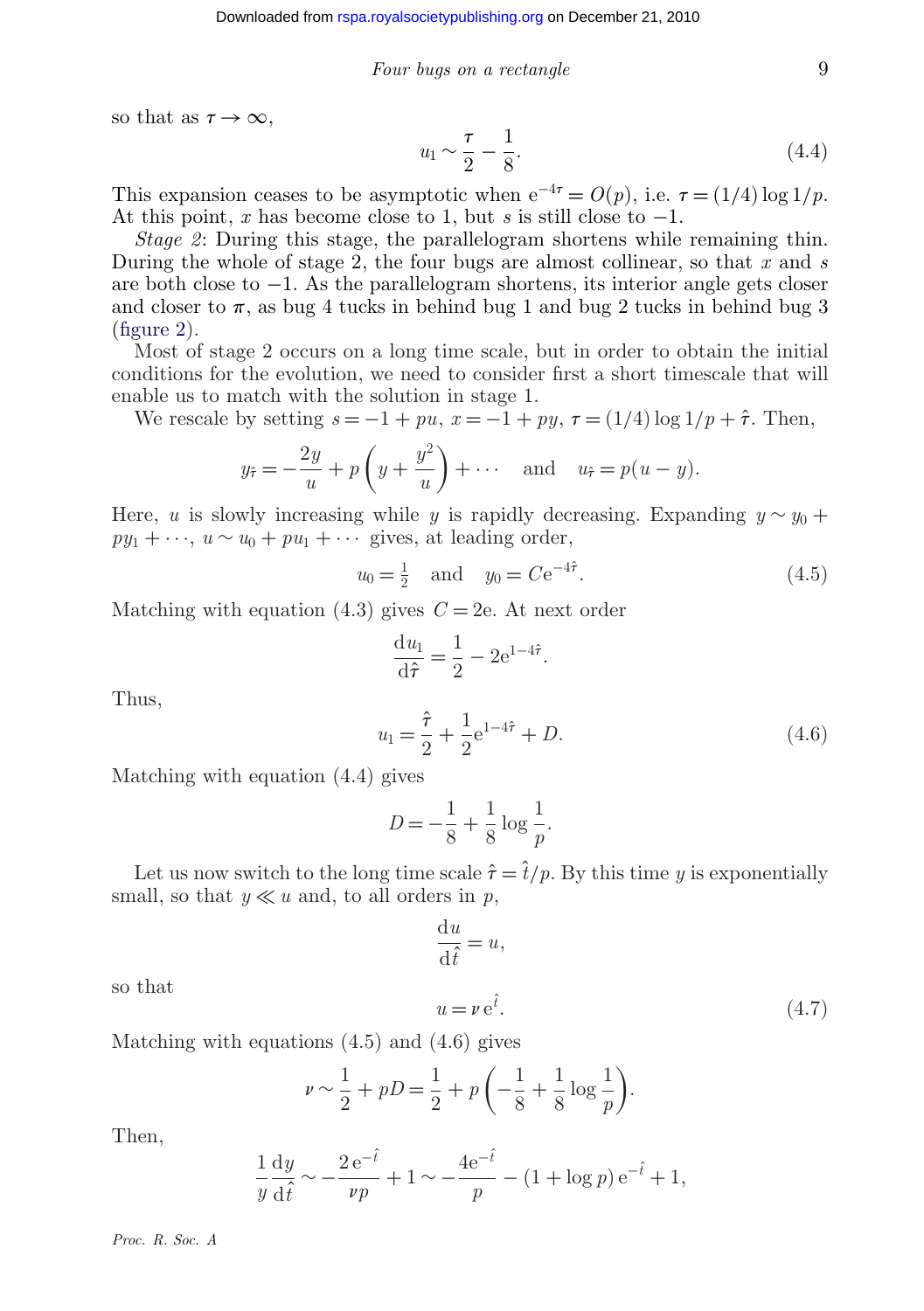so that as $\tau \to \infty$,

$$u_1 \sim \frac{\tau}{2} - \frac{1}{8}. \tag{4.4}$$

This expansion ceases to be asymptotic when $e^{-4\tau} = O(p)$, i.e. $\tau = (1/4)\log 1/p$. At this point, $x$ has become close to 1, but $s$ is still close to $-1$.

*Stage 2*: During this stage, the parallelogram shortens while remaining thin. During the whole of stage 2, the four bugs are almost collinear, so that $x$ and $s$ are both close to $-1$. As the parallelogram shortens, its interior angle gets closer and closer to $\pi$, as bug 4 tucks in behind bug 1 and bug 2 tucks in behind bug 3 (figure 2).

Most of stage 2 occurs on a long time scale, but in order to obtain the initial conditions for the evolution, we need to consider first a short timescale that will enable us to match with the solution in stage 1.

We rescale by setting $s = -1 + pu$, $x = -1 + py$, $\tau = (1/4)\log 1/p + \hat{\tau}$. Then,

$$y_{\hat{\tau}} = -\frac{2y}{u} + p\left(y + \frac{y^2}{u}\right) + \cdots \quad \text{and} \quad u_{\hat{\tau}} = p(u - y).$$

Here, $u$ is slowly increasing while $y$ is rapidly decreasing. Expanding $y \sim y_0 + py_1 + \cdots$, $u \sim u_0 + pu_1 + \cdots$ gives, at leading order,

$$u_0 = \tfrac{1}{2} \quad \text{and} \quad y_0 = Ce^{-4\hat{\tau}}. \tag{4.5}$$

Matching with equation (4.3) gives $C = 2e$. At next order

$$\frac{du_1}{d\hat{\tau}} = \frac{1}{2} - 2e^{1-4\hat{\tau}}.$$

Thus,

$$u_1 = \frac{\hat{\tau}}{2} + \frac{1}{2}e^{1-4\hat{\tau}} + D. \tag{4.6}$$

Matching with equation (4.4) gives

$$D = -\frac{1}{8} + \frac{1}{8}\log\frac{1}{p}.$$

Let us now switch to the long time scale $\hat{\tau} = \hat{t}/p$. By this time $y$ is exponentially small, so that $y \ll u$ and, to all orders in $p$,

$$\frac{du}{d\hat{t}} = u,$$

so that

$$u = \nu e^{\hat{t}}. \tag{4.7}$$

Matching with equations (4.5) and (4.6) gives

$$\nu \sim \frac{1}{2} + pD = \frac{1}{2} + p\left(-\frac{1}{8} + \frac{1}{8}\log\frac{1}{p}\right).$$

Then,

$$\frac{1}{y}\frac{dy}{d\hat{t}} \sim -\frac{2e^{-\hat{t}}}{\nu p} + 1 \sim -\frac{4e^{-\hat{t}}}{p} - (1 + \log p)e^{-\hat{t}} + 1,$$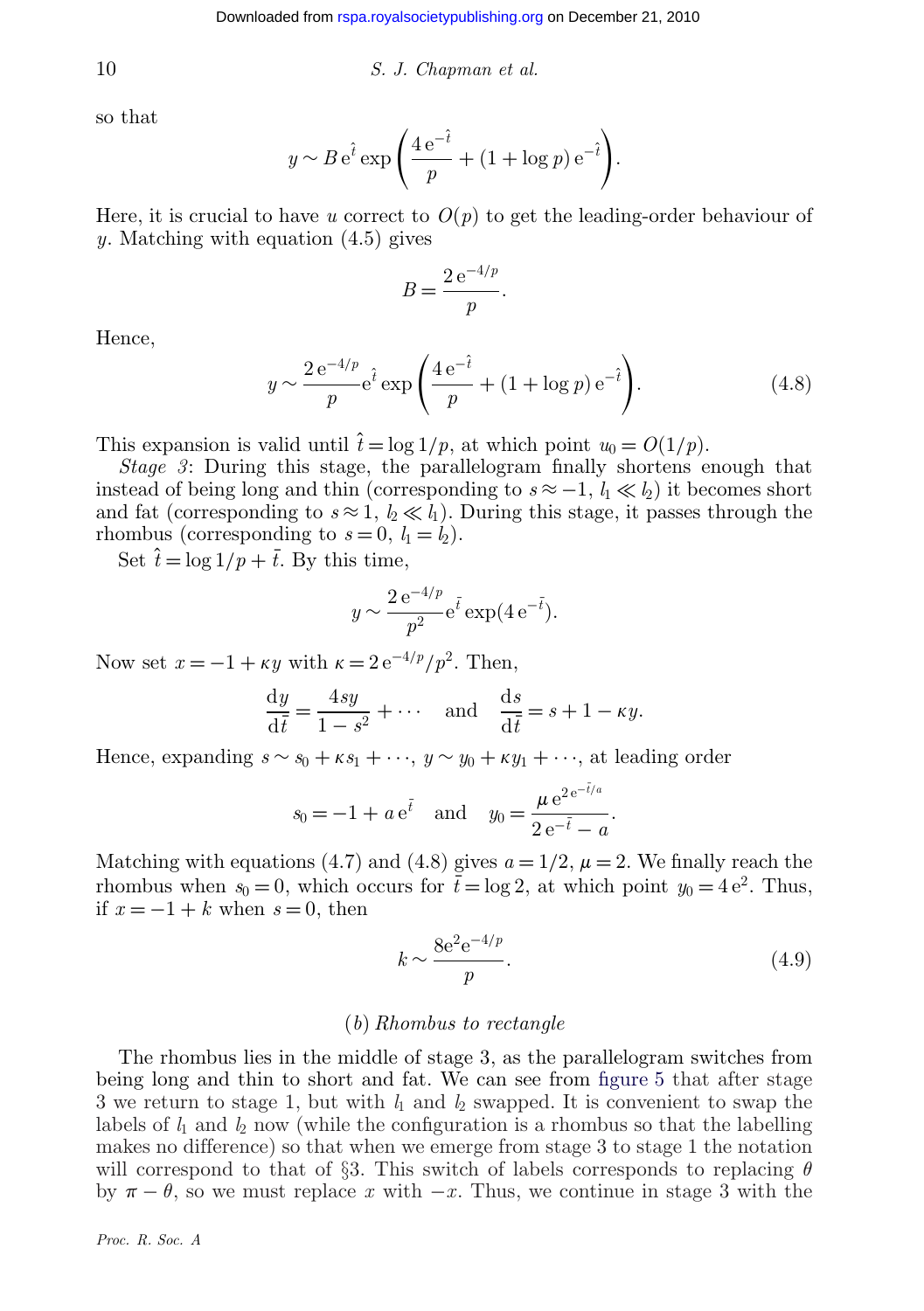so that

$$y \sim B\,\mathrm{e}^{\hat{t}} \exp\left(\frac{4\,\mathrm{e}^{-\hat{t}}}{p} + (1+\log p)\,\mathrm{e}^{-\hat{t}}\right).$$

Here, it is crucial to have $u$ correct to $O(p)$ to get the leading-order behaviour of $y$. Matching with equation (4.5) gives

$$B = \frac{2\,\mathrm{e}^{-4/p}}{p}.$$

Hence,

$$y \sim \frac{2\,\mathrm{e}^{-4/p}}{p}\mathrm{e}^{\hat{t}} \exp\left(\frac{4\,\mathrm{e}^{-\hat{t}}}{p} + (1+\log p)\,\mathrm{e}^{-\hat{t}}\right). \tag{4.8}$$

This expansion is valid until $\hat{t} = \log 1/p$, at which point $u_0 = O(1/p)$.

*Stage 3*: During this stage, the parallelogram finally shortens enough that instead of being long and thin (corresponding to $s \approx -1$, $l_1 \ll l_2$) it becomes short and fat (corresponding to $s \approx 1$, $l_2 \ll l_1$). During this stage, it passes through the rhombus (corresponding to $s = 0$, $l_1 = l_2$).

Set $\hat{t} = \log 1/p + \bar{t}$. By this time,

$$y \sim \frac{2\,\mathrm{e}^{-4/p}}{p^2}\mathrm{e}^{\bar{t}} \exp(4\,\mathrm{e}^{-\bar{t}}).$$

Now set $x = -1 + \kappa y$ with $\kappa = 2\,\mathrm{e}^{-4/p}/p^2$. Then,

$$\frac{\mathrm{d}y}{\mathrm{d}\bar{t}} = \frac{4sy}{1-s^2} + \cdots \quad \text{and} \quad \frac{\mathrm{d}s}{\mathrm{d}\bar{t}} = s + 1 - \kappa y.$$

Hence, expanding $s \sim s_0 + \kappa s_1 + \cdots$, $y \sim y_0 + \kappa y_1 + \cdots$, at leading order

$$s_0 = -1 + a\,\mathrm{e}^{\bar{t}} \quad \text{and} \quad y_0 = \frac{\mu\,\mathrm{e}^{2\,\mathrm{e}^{-\bar{t}}/a}}{2\,\mathrm{e}^{-\bar{t}} - a}.$$

Matching with equations (4.7) and (4.8) gives $a = 1/2$, $\mu = 2$. We finally reach the rhombus when $s_0 = 0$, which occurs for $\bar{t} = \log 2$, at which point $y_0 = 4\,\mathrm{e}^2$. Thus, if $x = -1 + k$ when $s = 0$, then

$$k \sim \frac{8\mathrm{e}^2\mathrm{e}^{-4/p}}{p}. \tag{4.9}$$

### (*b*) *Rhombus to rectangle*

The rhombus lies in the middle of stage 3, as the parallelogram switches from being long and thin to short and fat. We can see from figure 5 that after stage 3 we return to stage 1, but with $l_1$ and $l_2$ swapped. It is convenient to swap the labels of $l_1$ and $l_2$ now (while the configuration is a rhombus so that the labelling makes no difference) so that when we emerge from stage 3 to stage 1 the notation will correspond to that of §3. This switch of labels corresponds to replacing $\theta$ by $\pi - \theta$, so we must replace $x$ with $-x$. Thus, we continue in stage 3 with the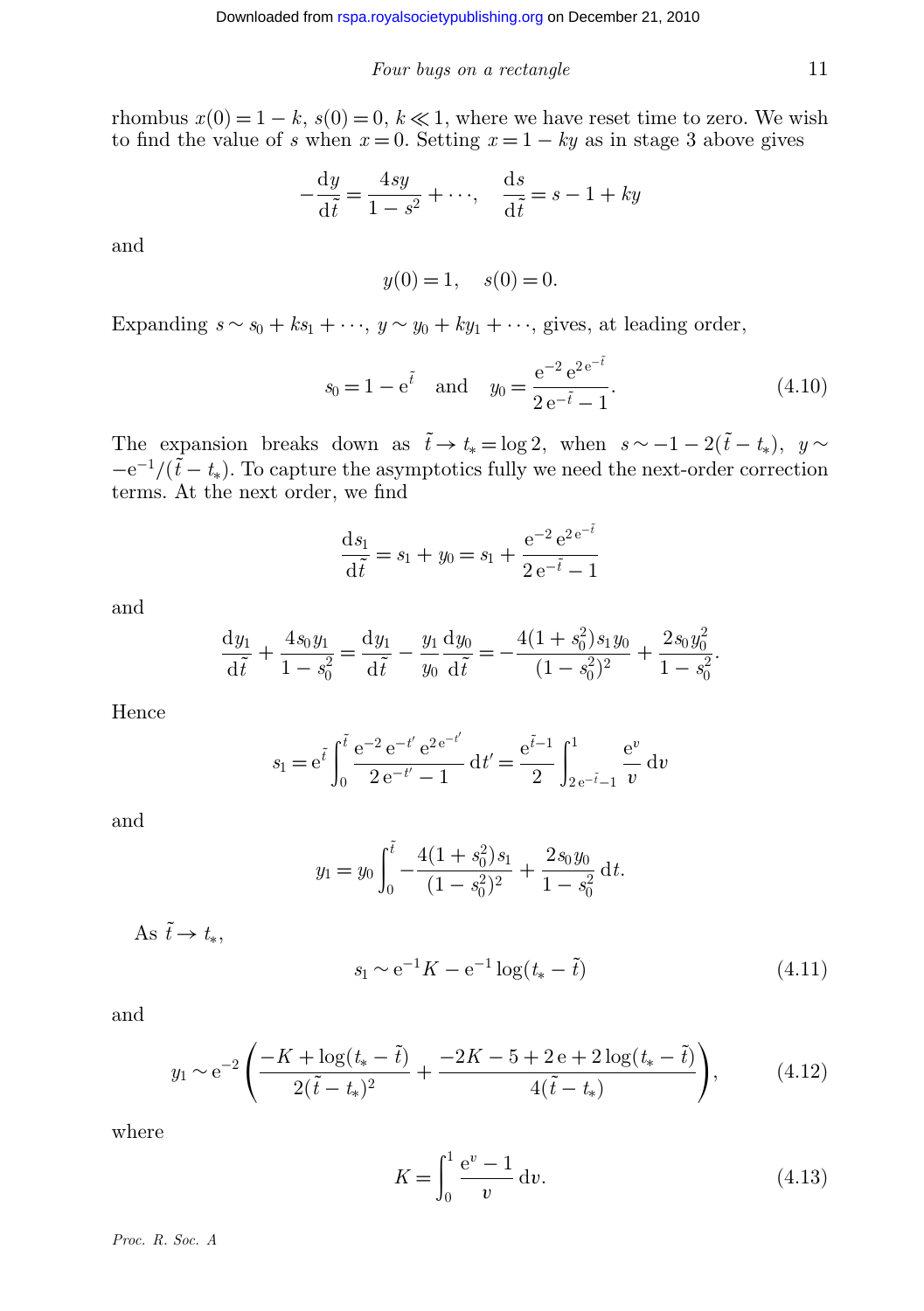rhombus $x(0) = 1 - k$, $s(0) = 0$, $k \ll 1$, where we have reset time to zero. We wish to find the value of $s$ when $x = 0$. Setting $x = 1 - ky$ as in stage 3 above gives

$$-\frac{\mathrm{d}y}{\mathrm{d}\tilde{t}} = \frac{4sy}{1-s^2} + \cdots, \quad \frac{\mathrm{d}s}{\mathrm{d}\tilde{t}} = s - 1 + ky$$

and

$$y(0) = 1, \quad s(0) = 0.$$

Expanding $s \sim s_0 + ks_1 + \cdots$, $y \sim y_0 + ky_1 + \cdots$, gives, at leading order,

$$s_0 = 1 - \mathrm{e}^{\tilde{t}} \quad \text{and} \quad y_0 = \frac{\mathrm{e}^{-2}\,\mathrm{e}^{2\,\mathrm{e}^{-\tilde{t}}}}{2\,\mathrm{e}^{-\tilde{t}} - 1}. \tag{4.10}$$

The expansion breaks down as $\tilde{t} \to t_* = \log 2$, when $s \sim -1 - 2(\tilde{t} - t_*)$, $y \sim -\mathrm{e}^{-1}/(\tilde{t} - t_*)$. To capture the asymptotics fully we need the next-order correction terms. At the next order, we find

$$\frac{\mathrm{d}s_1}{\mathrm{d}\tilde{t}} = s_1 + y_0 = s_1 + \frac{\mathrm{e}^{-2}\,\mathrm{e}^{2\,\mathrm{e}^{-\tilde{t}}}}{2\,\mathrm{e}^{-\tilde{t}} - 1}$$

and

$$\frac{\mathrm{d}y_1}{\mathrm{d}\tilde{t}} + \frac{4s_0y_1}{1-s_0^2} = \frac{\mathrm{d}y_1}{\mathrm{d}\tilde{t}} - \frac{y_1}{y_0}\frac{\mathrm{d}y_0}{\mathrm{d}\tilde{t}} = -\frac{4(1+s_0^2)s_1y_0}{(1-s_0^2)^2} + \frac{2s_0y_0^2}{1-s_0^2}.$$

Hence

$$s_1 = \mathrm{e}^{\tilde{t}} \int_0^{\tilde{t}} \frac{\mathrm{e}^{-2}\,\mathrm{e}^{-t'}\,\mathrm{e}^{2\,\mathrm{e}^{-t'}}}{2\,\mathrm{e}^{-t'} - 1}\,\mathrm{d}t' = \frac{\mathrm{e}^{\tilde{t}-1}}{2}\int_{2\,\mathrm{e}^{-\tilde{t}}-1}^{1} \frac{\mathrm{e}^{v}}{v}\,\mathrm{d}v$$

and

$$y_1 = y_0 \int_0^{\tilde{t}} -\frac{4(1+s_0^2)s_1}{(1-s_0^2)^2} + \frac{2s_0y_0}{1-s_0^2}\,\mathrm{d}t.$$

As $\tilde{t} \to t_*$,

$$s_1 \sim \mathrm{e}^{-1}K - \mathrm{e}^{-1}\log(t_* - \tilde{t}) \tag{4.11}$$

and

$$y_1 \sim \mathrm{e}^{-2}\left(\frac{-K + \log(t_* - \tilde{t})}{2(\tilde{t} - t_*)^2} + \frac{-2K - 5 + 2\,\mathrm{e} + 2\log(t_* - \tilde{t})}{4(\tilde{t} - t_*)}\right), \tag{4.12}$$

where

$$K = \int_0^1 \frac{\mathrm{e}^{v} - 1}{v}\,\mathrm{d}v. \tag{4.13}$$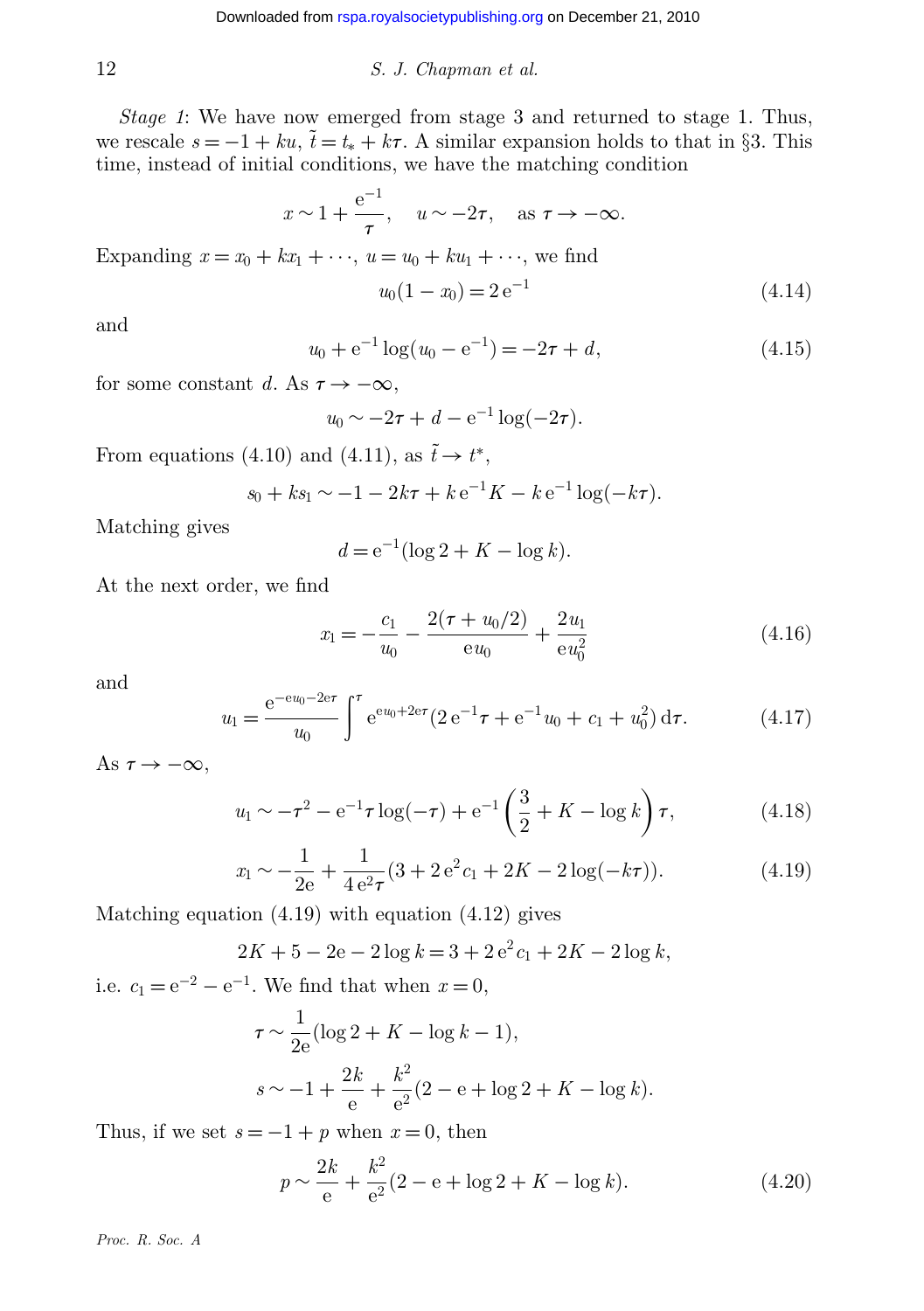*Stage 1*: We have now emerged from stage 3 and returned to stage 1. Thus, we rescale $s = -1 + ku$, $\tilde{t} = t_* + k\tau$. A similar expansion holds to that in §3. This time, instead of initial conditions, we have the matching condition

$$x \sim 1 + \frac{\mathrm{e}^{-1}}{\tau}, \quad u \sim -2\tau, \quad \text{as } \tau \to -\infty.$$

Expanding $x = x_0 + kx_1 + \cdots$, $u = u_0 + ku_1 + \cdots$, we find

$$u_0(1 - x_0) = 2\,\mathrm{e}^{-1} \tag{4.14}$$

and

$$u_0 + \mathrm{e}^{-1} \log(u_0 - \mathrm{e}^{-1}) = -2\tau + d, \tag{4.15}$$

for some constant $d$. As $\tau \to -\infty$,

$$u_0 \sim -2\tau + d - \mathrm{e}^{-1} \log(-2\tau).$$

From equations (4.10) and (4.11), as $\tilde{t} \to t^*$,

$$s_0 + ks_1 \sim -1 - 2k\tau + k\,\mathrm{e}^{-1} K - k\,\mathrm{e}^{-1} \log(-k\tau).$$

Matching gives

$$d = \mathrm{e}^{-1}(\log 2 + K - \log k).$$

At the next order, we find

$$x_1 = -\frac{c_1}{u_0} - \frac{2(\tau + u_0/2)}{\mathrm{e}u_0} + \frac{2u_1}{\mathrm{e}u_0^2} \tag{4.16}$$

and

$$u_1 = \frac{\mathrm{e}^{-\mathrm{e}u_0 - 2\mathrm{e}\tau}}{u_0} \int^{\tau} \mathrm{e}^{\mathrm{e}u_0 + 2\mathrm{e}\tau}(2\,\mathrm{e}^{-1}\tau + \mathrm{e}^{-1}u_0 + c_1 + u_0^2)\,\mathrm{d}\tau. \tag{4.17}$$

As $\tau \to -\infty$,

$$u_1 \sim -\tau^2 - \mathrm{e}^{-1}\tau \log(-\tau) + \mathrm{e}^{-1}\left(\frac{3}{2} + K - \log k\right)\tau, \tag{4.18}$$

$$x_1 \sim -\frac{1}{2\mathrm{e}} + \frac{1}{4\,\mathrm{e}^2\tau}(3 + 2\,\mathrm{e}^2 c_1 + 2K - 2\log(-k\tau)). \tag{4.19}$$

Matching equation (4.19) with equation (4.12) gives

$$2K + 5 - 2\mathrm{e} - 2\log k = 3 + 2\,\mathrm{e}^2 c_1 + 2K - 2\log k,$$

i.e. $c_1 = \mathrm{e}^{-2} - \mathrm{e}^{-1}$. We find that when $x = 0$,

$$\tau \sim \frac{1}{2\mathrm{e}}(\log 2 + K - \log k - 1),$$

$$s \sim -1 + \frac{2k}{\mathrm{e}} + \frac{k^2}{\mathrm{e}^2}(2 - \mathrm{e} + \log 2 + K - \log k).$$

Thus, if we set $s = -1 + p$ when $x = 0$, then

$$p \sim \frac{2k}{\mathrm{e}} + \frac{k^2}{\mathrm{e}^2}(2 - \mathrm{e} + \log 2 + K - \log k). \tag{4.20}$$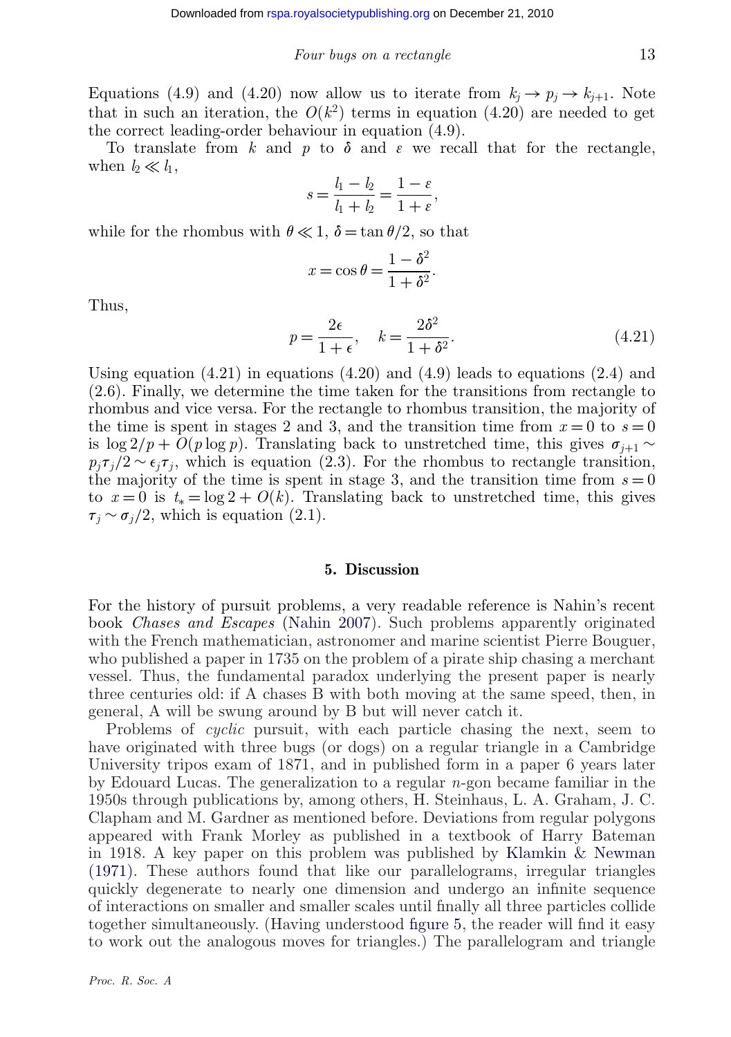Equations (4.9) and (4.20) now allow us to iterate from $k_j \to p_j \to k_{j+1}$. Note that in such an iteration, the $O(k^2)$ terms in equation (4.20) are needed to get the correct leading-order behaviour in equation (4.9).

To translate from $k$ and $p$ to $\delta$ and $\varepsilon$ we recall that for the rectangle, when $l_2 \ll l_1$,

$$s = \frac{l_1 - l_2}{l_1 + l_2} = \frac{1-\varepsilon}{1+\varepsilon},$$

while for the rhombus with $\theta \ll 1$, $\delta = \tan\theta/2$, so that

$$x = \cos\theta = \frac{1-\delta^2}{1+\delta^2}.$$

Thus,

$$p = \frac{2\epsilon}{1+\epsilon}, \quad k = \frac{2\delta^2}{1+\delta^2}. \tag{4.21}$$

Using equation (4.21) in equations (4.20) and (4.9) leads to equations (2.4) and (2.6). Finally, we determine the time taken for the transitions from rectangle to rhombus and vice versa. For the rectangle to rhombus transition, the majority of the time is spent in stages 2 and 3, and the transition time from $x = 0$ to $s = 0$ is $\log 2/p + O(p \log p)$. Translating back to unstretched time, this gives $\sigma_{j+1} \sim p_j \tau_j / 2 \sim \epsilon_j \tau_j$, which is equation (2.3). For the rhombus to rectangle transition, the majority of the time is spent in stage 3, and the transition time from $s = 0$ to $x = 0$ is $t_* = \log 2 + O(k)$. Translating back to unstretched time, this gives $\tau_j \sim \sigma_j / 2$, which is equation (2.1).

## 5. Discussion

For the history of pursuit problems, a very readable reference is Nahin's recent book *Chases and Escapes* (Nahin 2007). Such problems apparently originated with the French mathematician, astronomer and marine scientist Pierre Bouguer, who published a paper in 1735 on the problem of a pirate ship chasing a merchant vessel. Thus, the fundamental paradox underlying the present paper is nearly three centuries old: if A chases B with both moving at the same speed, then, in general, A will be swung around by B but will never catch it.

Problems of *cyclic* pursuit, with each particle chasing the next, seem to have originated with three bugs (or dogs) on a regular triangle in a Cambridge University tripos exam of 1871, and in published form in a paper 6 years later by Edouard Lucas. The generalization to a regular $n$-gon became familiar in the 1950s through publications by, among others, H. Steinhaus, L. A. Graham, J. C. Clapham and M. Gardner as mentioned before. Deviations from regular polygons appeared with Frank Morley as published in a textbook of Harry Bateman in 1918. A key paper on this problem was published by Klamkin & Newman (1971). These authors found that like our parallelograms, irregular triangles quickly degenerate to nearly one dimension and undergo an infinite sequence of interactions on smaller and smaller scales until finally all three particles collide together simultaneously. (Having understood figure 5, the reader will find it easy to work out the analogous moves for triangles.) The parallelogram and triangle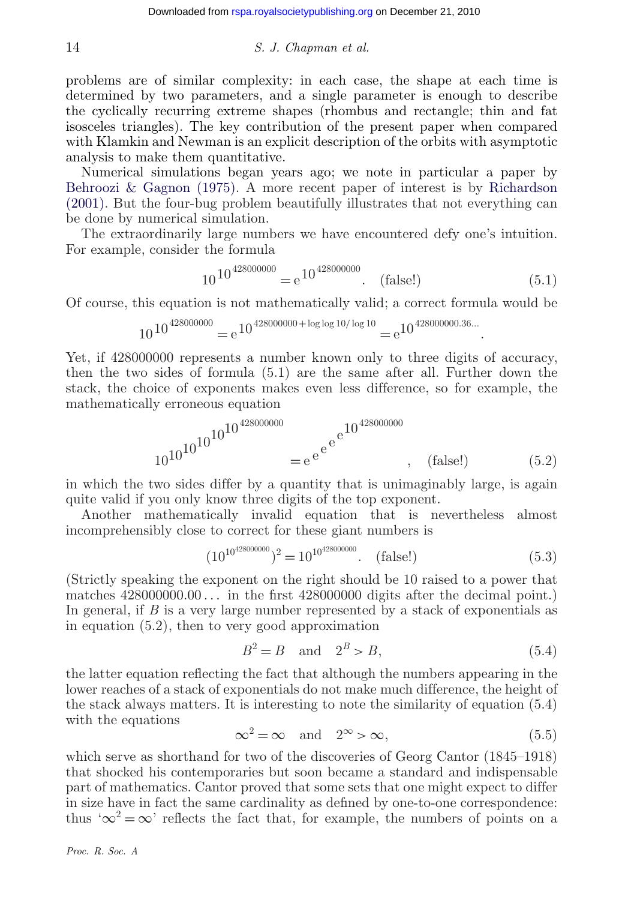problems are of similar complexity: in each case, the shape at each time is determined by two parameters, and a single parameter is enough to describe the cyclically recurring extreme shapes (rhombus and rectangle; thin and fat isosceles triangles). The key contribution of the present paper when compared with Klamkin and Newman is an explicit description of the orbits with asymptotic analysis to make them quantitative.

Numerical simulations began years ago; we note in particular a paper by Behroozi & Gagnon (1975). A more recent paper of interest is by Richardson (2001). But the four-bug problem beautifully illustrates that not everything can be done by numerical simulation.

The extraordinarily large numbers we have encountered defy one's intuition. For example, consider the formula

$$10^{10^{428000000}} = \mathrm{e}^{10^{428000000}}. \quad \text{(false!)} \tag{5.1}$$

Of course, this equation is not mathematically valid; a correct formula would be

$$10^{10^{428000000}} = \mathrm{e}^{10^{428000000+\log\log 10/\log 10}} = \mathrm{e}^{10^{428000000.36\ldots}}.$$

Yet, if 428000000 represents a number known only to three digits of accuracy, then the two sides of formula (5.1) are the same after all. Further down the stack, the choice of exponents makes even less difference, so for example, the mathematically erroneous equation

$$10^{10^{10^{10^{10^{10^{428000000}}}}}} = \mathrm{e}^{\mathrm{e}^{\mathrm{e}^{\mathrm{e}^{\mathrm{e}^{10^{428000000}}}}}}, \quad \text{(false!)} \tag{5.2}$$

in which the two sides differ by a quantity that is unimaginably large, is again quite valid if you only know three digits of the top exponent.

Another mathematically invalid equation that is nevertheless almost incomprehensibly close to correct for these giant numbers is

$$(10^{10^{428000000}})^2 = 10^{10^{428000000}}. \quad \text{(false!)} \tag{5.3}$$

(Strictly speaking the exponent on the right should be 10 raised to a power that matches $428000000.00\ldots$ in the first 428000000 digits after the decimal point.) In general, if $B$ is a very large number represented by a stack of exponentials as in equation (5.2), then to very good approximation

$$B^2 = B \quad \text{and} \quad 2^B > B, \tag{5.4}$$

the latter equation reflecting the fact that although the numbers appearing in the lower reaches of a stack of exponentials do not make much difference, the height of the stack always matters. It is interesting to note the similarity of equation (5.4) with the equations

$$\infty^2 = \infty \quad \text{and} \quad 2^\infty > \infty, \tag{5.5}$$

which serve as shorthand for two of the discoveries of Georg Cantor (1845–1918) that shocked his contemporaries but soon became a standard and indispensable part of mathematics. Cantor proved that some sets that one might expect to differ in size have in fact the same cardinality as defined by one-to-one correspondence: thus '$\infty^2 = \infty$' reflects the fact that, for example, the numbers of points on a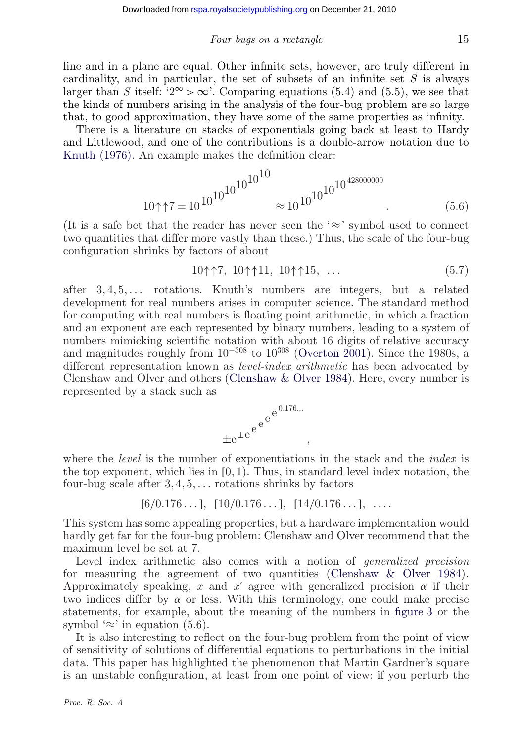line and in a plane are equal. Other infinite sets, however, are truly different in cardinality, and in particular, the set of subsets of an infinite set $S$ is always larger than $S$ itself: '$2^\infty > \infty$'. Comparing equations (5.4) and (5.5), we see that the kinds of numbers arising in the analysis of the four-bug problem are so large that, to good approximation, they have some of the same properties as infinity.

There is a literature on stacks of exponentials going back at least to Hardy and Littlewood, and one of the contributions is a double-arrow notation due to Knuth (1976). An example makes the definition clear:

$$10\uparrow\uparrow 7 = 10^{10^{10^{10^{10^{10^{10}}}}}} \approx 10^{10^{10^{10^{10^{428000000}}}}}. \tag{5.6}$$

(It is a safe bet that the reader has never seen the '$\approx$' symbol used to connect two quantities that differ more vastly than these.) Thus, the scale of the four-bug configuration shrinks by factors of about

$$10\uparrow\uparrow 7,\ 10\uparrow\uparrow 11,\ 10\uparrow\uparrow 15,\ \ldots \tag{5.7}$$

after $3, 4, 5, \ldots$ rotations. Knuth's numbers are integers, but a related development for real numbers arises in computer science. The standard method for computing with real numbers is floating point arithmetic, in which a fraction and an exponent are each represented by binary numbers, leading to a system of numbers mimicking scientific notation with about 16 digits of relative accuracy and magnitudes roughly from $10^{-308}$ to $10^{308}$ (Overton 2001). Since the 1980s, a different representation known as *level-index arithmetic* has been advocated by Clenshaw and Olver and others (Clenshaw & Olver 1984). Here, every number is represented by a stack such as

$$\pm e^{\pm e^{e^{e^{e^{e^{0.176\ldots}}}}}},$$

where the *level* is the number of exponentiations in the stack and the *index* is the top exponent, which lies in $[0, 1)$. Thus, in standard level index notation, the four-bug scale after $3, 4, 5, \ldots$ rotations shrinks by factors

$$[6/0.176\ldots],\ [10/0.176\ldots],\ [14/0.176\ldots],\ \ldots.$$

This system has some appealing properties, but a hardware implementation would hardly get far for the four-bug problem: Clenshaw and Olver recommend that the maximum level be set at 7.

Level index arithmetic also comes with a notion of *generalized precision* for measuring the agreement of two quantities (Clenshaw & Olver 1984). Approximately speaking, $x$ and $x'$ agree with generalized precision $\alpha$ if their two indices differ by $\alpha$ or less. With this terminology, one could make precise statements, for example, about the meaning of the numbers in figure 3 or the symbol '$\approx$' in equation (5.6).

It is also interesting to reflect on the four-bug problem from the point of view of sensitivity of solutions of differential equations to perturbations in the initial data. This paper has highlighted the phenomenon that Martin Gardner's square is an unstable configuration, at least from one point of view: if you perturb the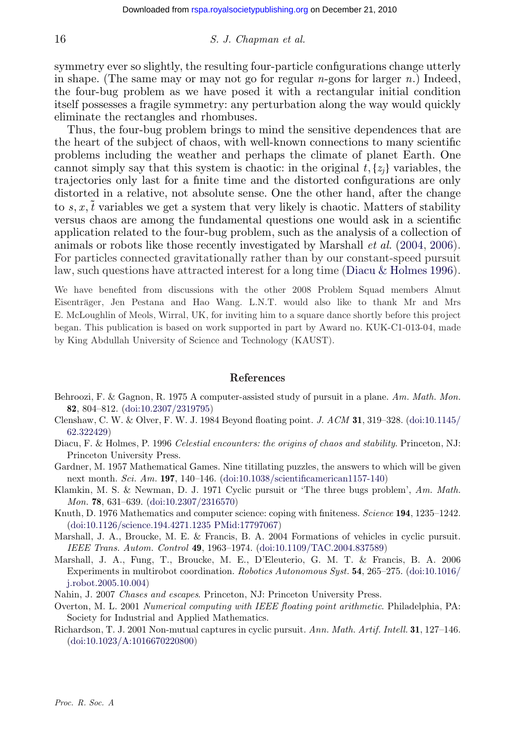symmetry ever so slightly, the resulting four-particle configurations change utterly in shape. (The same may or may not go for regular $n$-gons for larger $n$.) Indeed, the four-bug problem as we have posed it with a rectangular initial condition itself possesses a fragile symmetry: any perturbation along the way would quickly eliminate the rectangles and rhombuses.

Thus, the four-bug problem brings to mind the sensitive dependences that are the heart of the subject of chaos, with well-known connections to many scientific problems including the weather and perhaps the climate of planet Earth. One cannot simply say that this system is chaotic: in the original $t, \{z_j\}$ variables, the trajectories only last for a finite time and the distorted configurations are only distorted in a relative, not absolute sense. One the other hand, after the change to $s, x, \tilde{t}$ variables we get a system that very likely is chaotic. Matters of stability versus chaos are among the fundamental questions one would ask in a scientific application related to the four-bug problem, such as the analysis of a collection of animals or robots like those recently investigated by Marshall *et al.* (2004, 2006). For particles connected gravitationally rather than by our constant-speed pursuit law, such questions have attracted interest for a long time (Diacu & Holmes 1996).

We have benefited from discussions with the other 2008 Problem Squad members Almut Eisenträger, Jen Pestana and Hao Wang. L.N.T. would also like to thank Mr and Mrs E. McLoughlin of Meols, Wirral, UK, for inviting him to a square dance shortly before this project began. This publication is based on work supported in part by Award no. KUK-C1-013-04, made by King Abdullah University of Science and Technology (KAUST).

## References

Behroozi, F. & Gagnon, R. 1975 A computer-assisted study of pursuit in a plane. *Am. Math. Mon.* **82**, 804–812. (doi:10.2307/2319795)

Clenshaw, C. W. & Olver, F. W. J. 1984 Beyond floating point. *J. ACM* **31**, 319–328. (doi:10.1145/62.322429)

Diacu, F. & Holmes, P. 1996 *Celestial encounters: the origins of chaos and stability*. Princeton, NJ: Princeton University Press.

Gardner, M. 1957 Mathematical Games. Nine titillating puzzles, the answers to which will be given next month. *Sci. Am.* **197**, 140–146. (doi:10.1038/scientificamerican1157-140)

Klamkin, M. S. & Newman, D. J. 1971 Cyclic pursuit or 'The three bugs problem', *Am. Math. Mon.* **78**, 631–639. (doi:10.2307/2316570)

Knuth, D. 1976 Mathematics and computer science: coping with finiteness. *Science* **194**, 1235–1242. (doi:10.1126/science.194.4271.1235 PMid:17797067)

Marshall, J. A., Broucke, M. E. & Francis, B. A. 2004 Formations of vehicles in cyclic pursuit. *IEEE Trans. Autom. Control* **49**, 1963–1974. (doi:10.1109/TAC.2004.837589)

Marshall, J. A., Fung, T., Broucke, M. E., D'Eleuterio, G. M. T. & Francis, B. A. 2006 Experiments in multirobot coordination. *Robotics Autonomous Syst.* **54**, 265–275. (doi:10.1016/j.robot.2005.10.004)

Nahin, J. 2007 *Chases and escapes*. Princeton, NJ: Princeton University Press.

Overton, M. L. 2001 *Numerical computing with IEEE floating point arithmetic*. Philadelphia, PA: Society for Industrial and Applied Mathematics.

Richardson, T. J. 2001 Non-mutual captures in cyclic pursuit. *Ann. Math. Artif. Intell.* **31**, 127–146. (doi:10.1023/A:1016670220800)